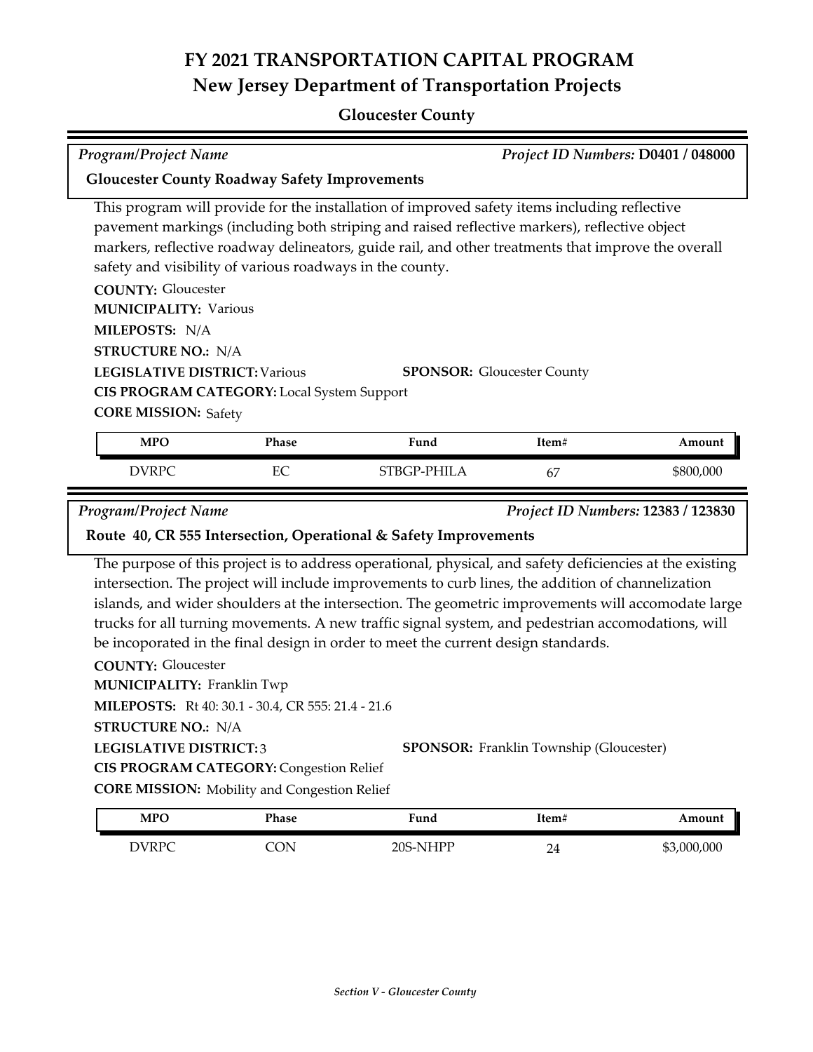# FY 2021 TRANSPORTATION CAPITAL PROGRAM
## New Jersey Department of Transportation Projects

### Gloucester County

*Program/Project Name* — *Project ID Numbers:* **D0401 / 048000**

**Gloucester County Roadway Safety Improvements**

This program will provide for the installation of improved safety items including reflective pavement markings (including both striping and raised reflective markers), reflective object markers, reflective roadway delineators, guide rail, and other treatments that improve the overall safety and visibility of various roadways in the county.

**COUNTY:** Gloucester
**MUNICIPALITY:** Various
**MILEPOSTS:** N/A
**STRUCTURE NO.:** N/A
**LEGISLATIVE DISTRICT:** Various
**SPONSOR:** Gloucester County
**CIS PROGRAM CATEGORY:** Local System Support
**CORE MISSION:** Safety

| MPO | Phase | Fund | Item# | Amount |
|---|---|---|---|---|
| DVRPC | EC | STBGP-PHILA | 67 | $800,000 |

*Program/Project Name* — *Project ID Numbers:* **12383 / 123830**

**Route 40, CR 555 Intersection, Operational & Safety Improvements**

The purpose of this project is to address operational, physical, and safety deficiencies at the existing intersection. The project will include improvements to curb lines, the addition of channelization islands, and wider shoulders at the intersection. The geometric improvements will accomodate large trucks for all turning movements. A new traffic signal system, and pedestrian accomodations, will be incoporated in the final design in order to meet the current design standards.

**COUNTY:** Gloucester
**MUNICIPALITY:** Franklin Twp
**MILEPOSTS:** Rt 40: 30.1 - 30.4, CR 555: 21.4 - 21.6
**STRUCTURE NO.:** N/A
**LEGISLATIVE DISTRICT:** 3
**SPONSOR:** Franklin Township (Gloucester)
**CIS PROGRAM CATEGORY:** Congestion Relief
**CORE MISSION:** Mobility and Congestion Relief

| MPO | Phase | Fund | Item# | Amount |
|---|---|---|---|---|
| DVRPC | CON | 20S-NHPP | 24 | $3,000,000 |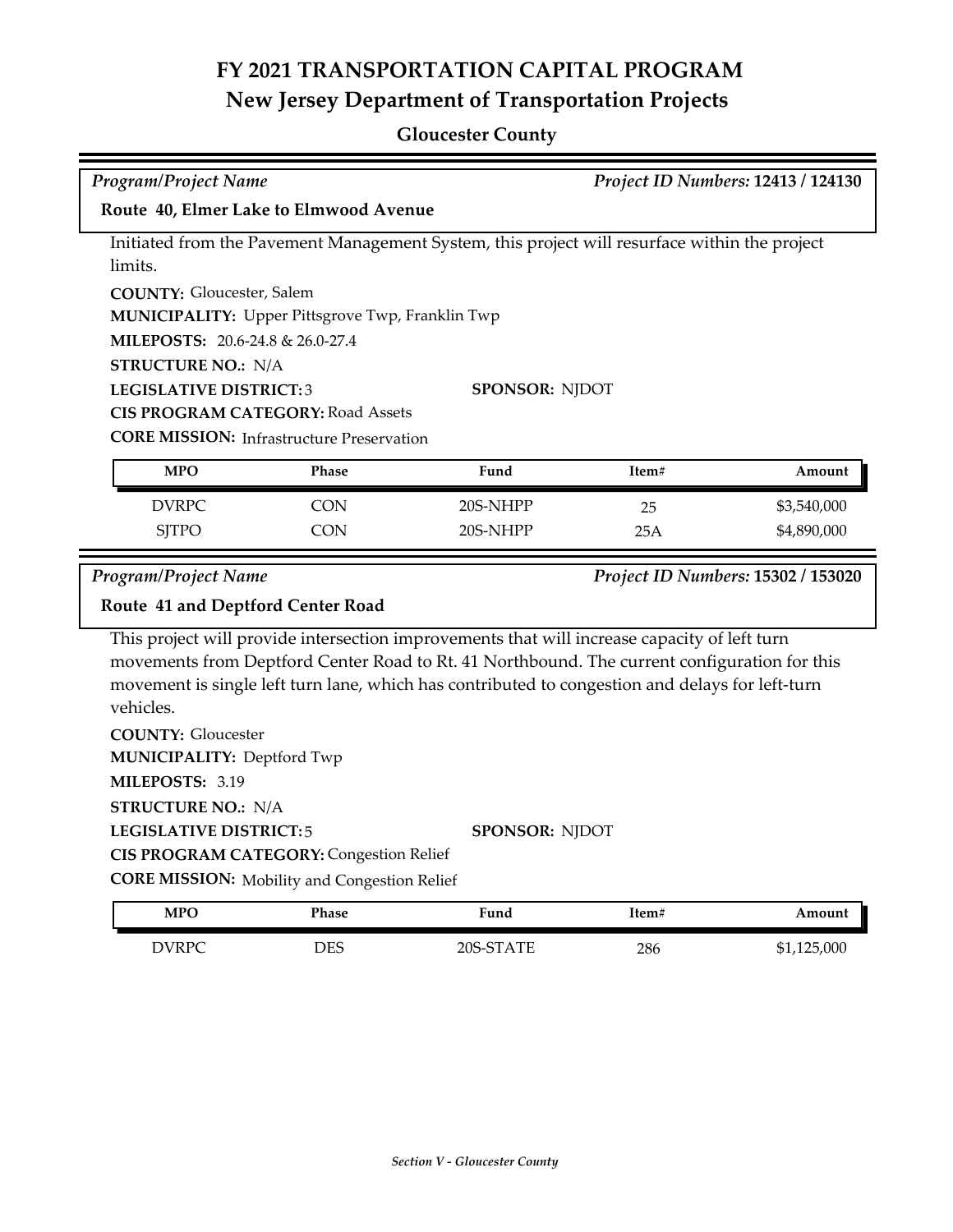# FY 2021 TRANSPORTATION CAPITAL PROGRAM
## New Jersey Department of Transportation Projects

### Gloucester County

*Program/Project Name* *Project ID Numbers:* **12413 / 124130**

**Route 40, Elmer Lake to Elmwood Avenue**

Initiated from the Pavement Management System, this project will resurface within the project limits.

**COUNTY:** Gloucester, Salem
**MUNICIPALITY:** Upper Pittsgrove Twp, Franklin Twp
**MILEPOSTS:** 20.6-24.8 & 26.0-27.4
**STRUCTURE NO.:** N/A
**LEGISLATIVE DISTRICT:** 3 **SPONSOR:** NJDOT
**CIS PROGRAM CATEGORY:** Road Assets
**CORE MISSION:** Infrastructure Preservation

| MPO | Phase | Fund | Item# | Amount |
|---|---|---|---|---|
| DVRPC | CON | 20S-NHPP | 25 | $3,540,000 |
| SJTPO | CON | 20S-NHPP | 25A | $4,890,000 |

*Program/Project Name* *Project ID Numbers:* **15302 / 153020**

**Route 41 and Deptford Center Road**

This project will provide intersection improvements that will increase capacity of left turn movements from Deptford Center Road to Rt. 41 Northbound. The current configuration for this movement is single left turn lane, which has contributed to congestion and delays for left-turn vehicles.

**COUNTY:** Gloucester
**MUNICIPALITY:** Deptford Twp
**MILEPOSTS:** 3.19
**STRUCTURE NO.:** N/A
**LEGISLATIVE DISTRICT:** 5 **SPONSOR:** NJDOT
**CIS PROGRAM CATEGORY:** Congestion Relief
**CORE MISSION:** Mobility and Congestion Relief

| MPO | Phase | Fund | Item# | Amount |
|---|---|---|---|---|
| DVRPC | DES | 20S-STATE | 286 | $1,125,000 |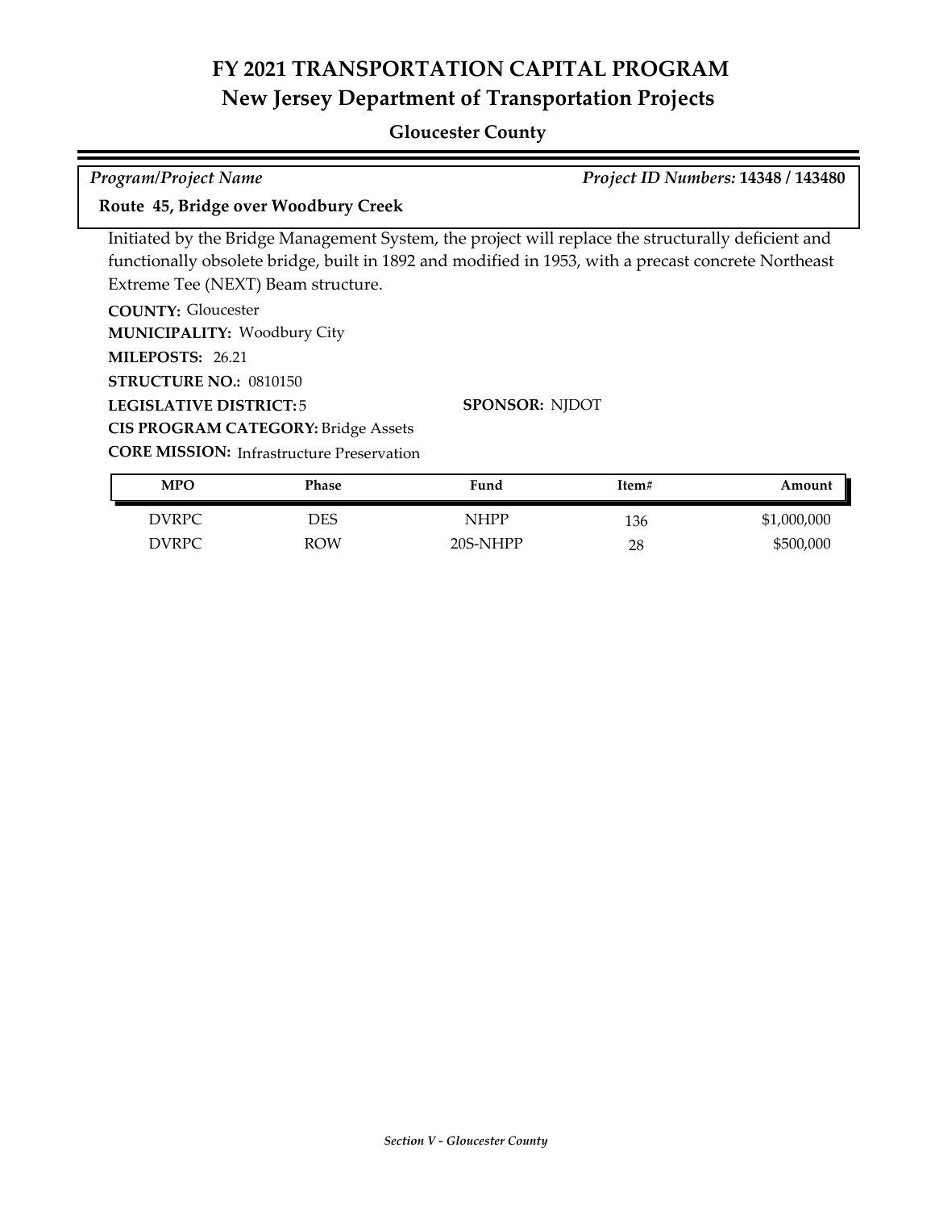# FY 2021 TRANSPORTATION CAPITAL PROGRAM
## New Jersey Department of Transportation Projects

### Gloucester County

*Program/Project Name* — *Project ID Numbers:* **14348 / 143480**

**Route 45, Bridge over Woodbury Creek**

Initiated by the Bridge Management System, the project will replace the structurally deficient and functionally obsolete bridge, built in 1892 and modified in 1953, with a precast concrete Northeast Extreme Tee (NEXT) Beam structure.

**COUNTY:** Gloucester
**MUNICIPALITY:** Woodbury City
**MILEPOSTS:** 26.21
**STRUCTURE NO.:** 0810150
**LEGISLATIVE DISTRICT:** 5
**SPONSOR:** NJDOT
**CIS PROGRAM CATEGORY:** Bridge Assets
**CORE MISSION:** Infrastructure Preservation

| MPO | Phase | Fund | Item# | Amount |
|---|---|---|---|---|
| DVRPC | DES | NHPP | 136 | $1,000,000 |
| DVRPC | ROW | 20S-NHPP | 28 | $500,000 |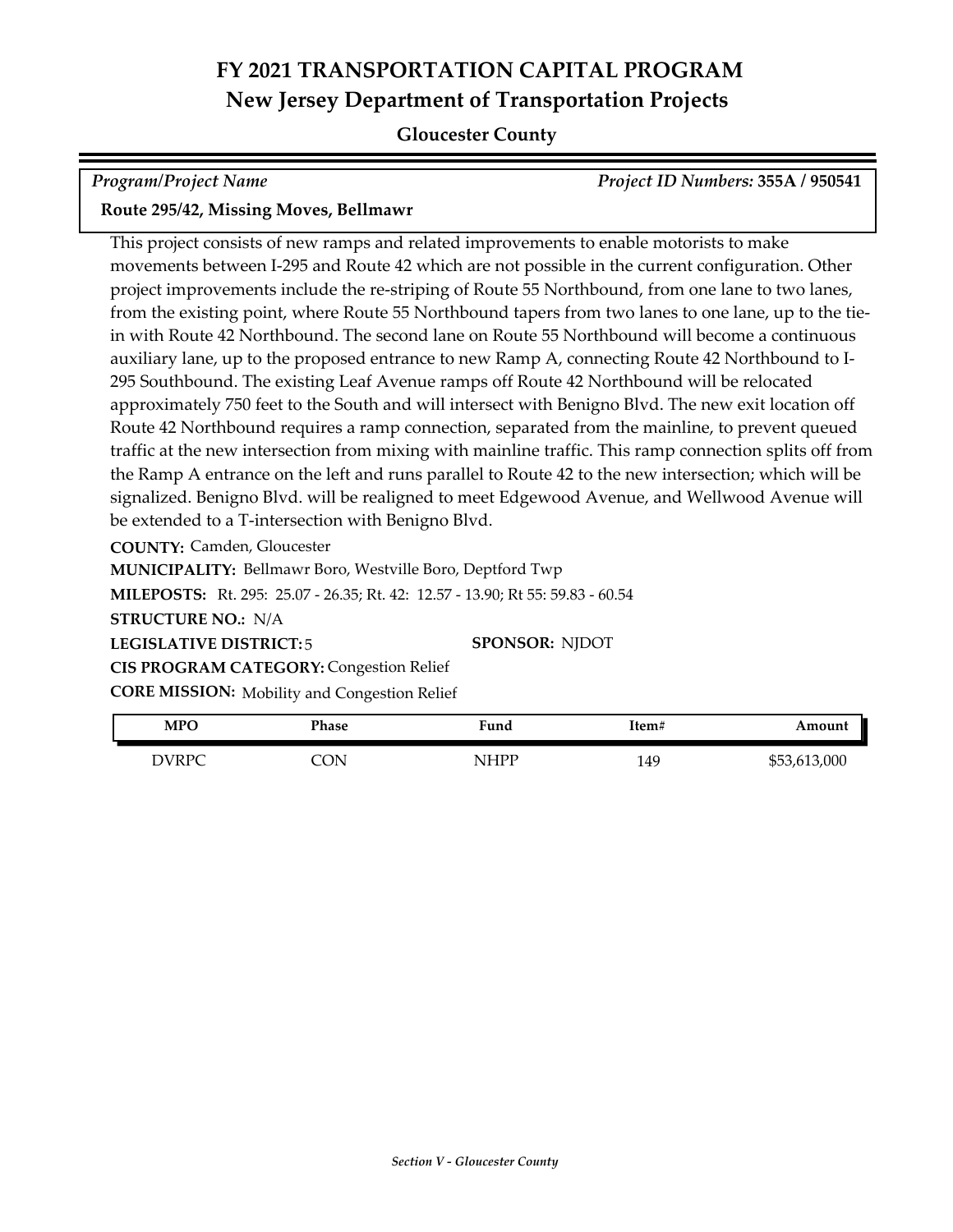# FY 2021 TRANSPORTATION CAPITAL PROGRAM
## New Jersey Department of Transportation Projects

**Gloucester County**

*Program/Project Name* — *Project ID Numbers:* **355A / 950541**

**Route 295/42, Missing Moves, Bellmawr**

This project consists of new ramps and related improvements to enable motorists to make movements between I-295 and Route 42 which are not possible in the current configuration. Other project improvements include the re-striping of Route 55 Northbound, from one lane to two lanes, from the existing point, where Route 55 Northbound tapers from two lanes to one lane, up to the tie-in with Route 42 Northbound. The second lane on Route 55 Northbound will become a continuous auxiliary lane, up to the proposed entrance to new Ramp A, connecting Route 42 Northbound to I-295 Southbound. The existing Leaf Avenue ramps off Route 42 Northbound will be relocated approximately 750 feet to the South and will intersect with Benigno Blvd. The new exit location off Route 42 Northbound requires a ramp connection, separated from the mainline, to prevent queued traffic at the new intersection from mixing with mainline traffic. This ramp connection splits off from the Ramp A entrance on the left and runs parallel to Route 42 to the new intersection; which will be signalized. Benigno Blvd. will be realigned to meet Edgewood Avenue, and Wellwood Avenue will be extended to a T-intersection with Benigno Blvd.

**COUNTY:** Camden, Gloucester

**MUNICIPALITY:** Bellmawr Boro, Westville Boro, Deptford Twp

**MILEPOSTS:** Rt. 295: 25.07 - 26.35; Rt. 42: 12.57 - 13.90; Rt 55: 59.83 - 60.54

**STRUCTURE NO.:** N/A

**LEGISLATIVE DISTRICT:** 5

**SPONSOR:** NJDOT

**CIS PROGRAM CATEGORY:** Congestion Relief

**CORE MISSION:** Mobility and Congestion Relief

| MPO | Phase | Fund | Item# | Amount |
|---|---|---|---|---|
| DVRPC | CON | NHPP | 149 | $53,613,000 |